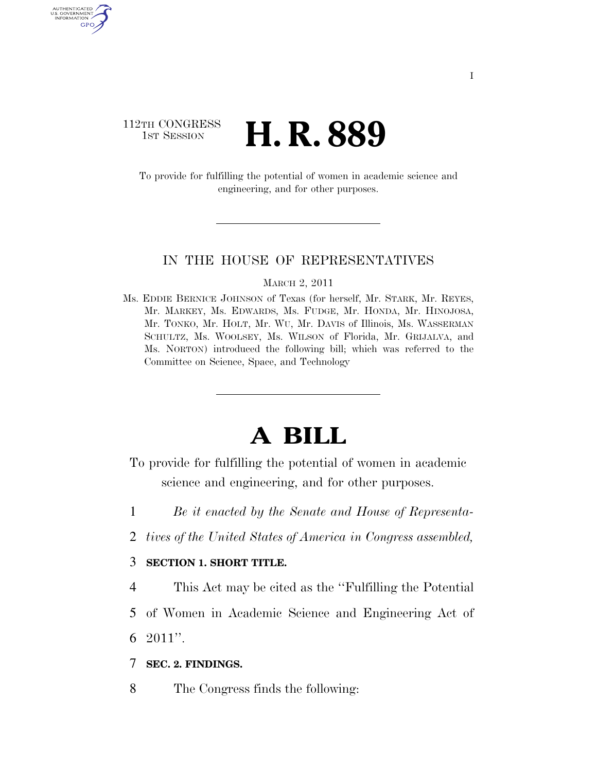112TH CONGRESS
1ST SESSION

# H. R. 889

To provide for fulfilling the potential of women in academic science and engineering, and for other purposes.

IN THE HOUSE OF REPRESENTATIVES

MARCH 2, 2011

Ms. EDDIE BERNICE JOHNSON of Texas (for herself, Mr. STARK, Mr. REYES, Mr. MARKEY, Ms. EDWARDS, Ms. FUDGE, Mr. HONDA, Mr. HINOJOSA, Mr. TONKO, Mr. HOLT, Mr. WU, Mr. DAVIS of Illinois, Ms. WASSERMAN SCHULTZ, Ms. WOOLSEY, Ms. WILSON of Florida, Mr. GRIJALVA, and Ms. NORTON) introduced the following bill; which was referred to the Committee on Science, Space, and Technology

# A BILL

To provide for fulfilling the potential of women in academic science and engineering, and for other purposes.

1 *Be it enacted by the Senate and House of Representa-*
2 *tives of the United States of America in Congress assembled,*

3 **SECTION 1. SHORT TITLE.**

4 This Act may be cited as the ''Fulfilling the Potential
5 of Women in Academic Science and Engineering Act of
6 2011''.

7 **SEC. 2. FINDINGS.**

8 The Congress finds the following: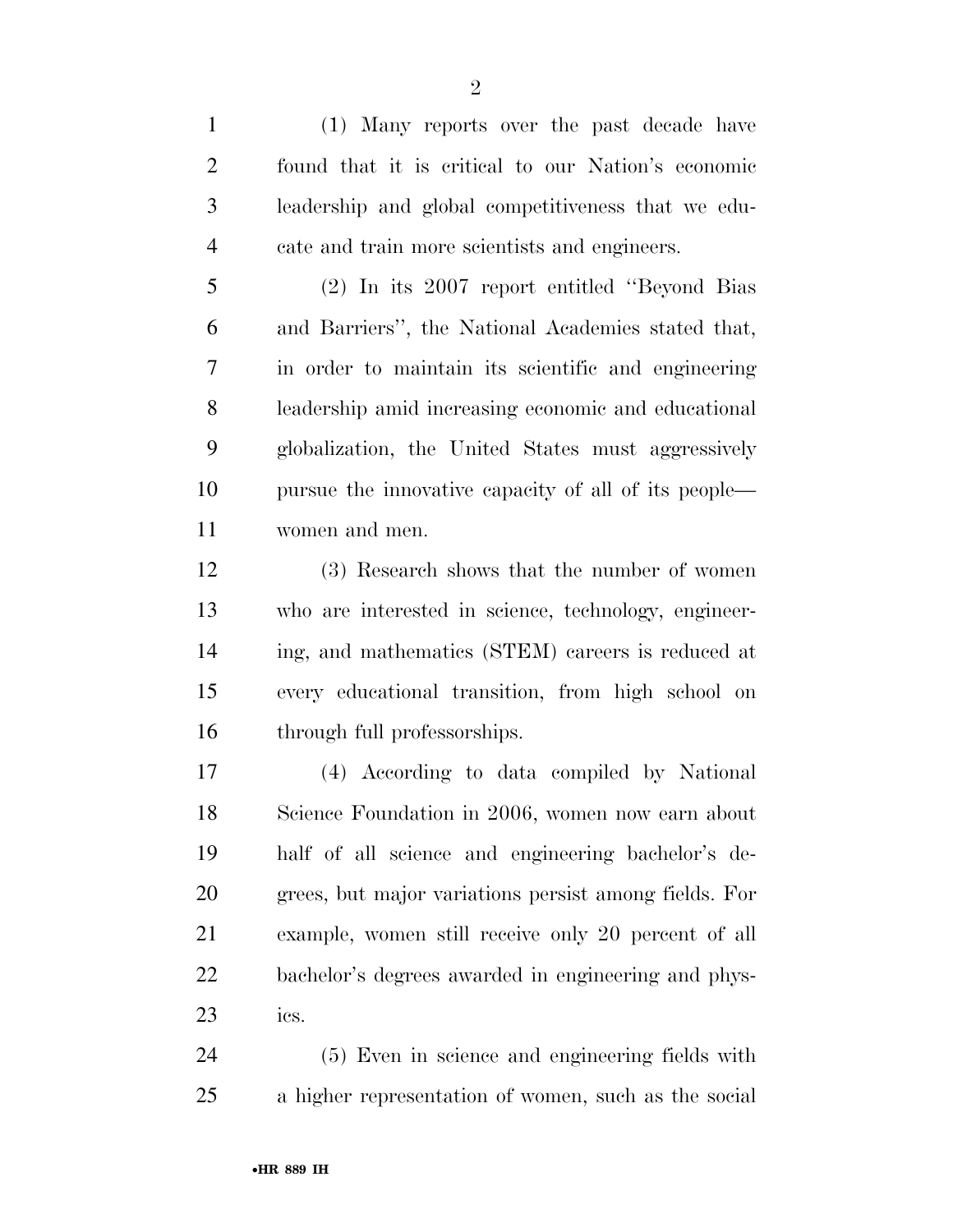(1) Many reports over the past decade have found that it is critical to our Nation's economic leadership and global competitiveness that we educate and train more scientists and engineers.

(2) In its 2007 report entitled "Beyond Bias and Barriers", the National Academies stated that, in order to maintain its scientific and engineering leadership amid increasing economic and educational globalization, the United States must aggressively pursue the innovative capacity of all of its people—women and men.

(3) Research shows that the number of women who are interested in science, technology, engineering, and mathematics (STEM) careers is reduced at every educational transition, from high school on through full professorships.

(4) According to data compiled by National Science Foundation in 2006, women now earn about half of all science and engineering bachelor's degrees, but major variations persist among fields. For example, women still receive only 20 percent of all bachelor's degrees awarded in engineering and physics.

(5) Even in science and engineering fields with a higher representation of women, such as the social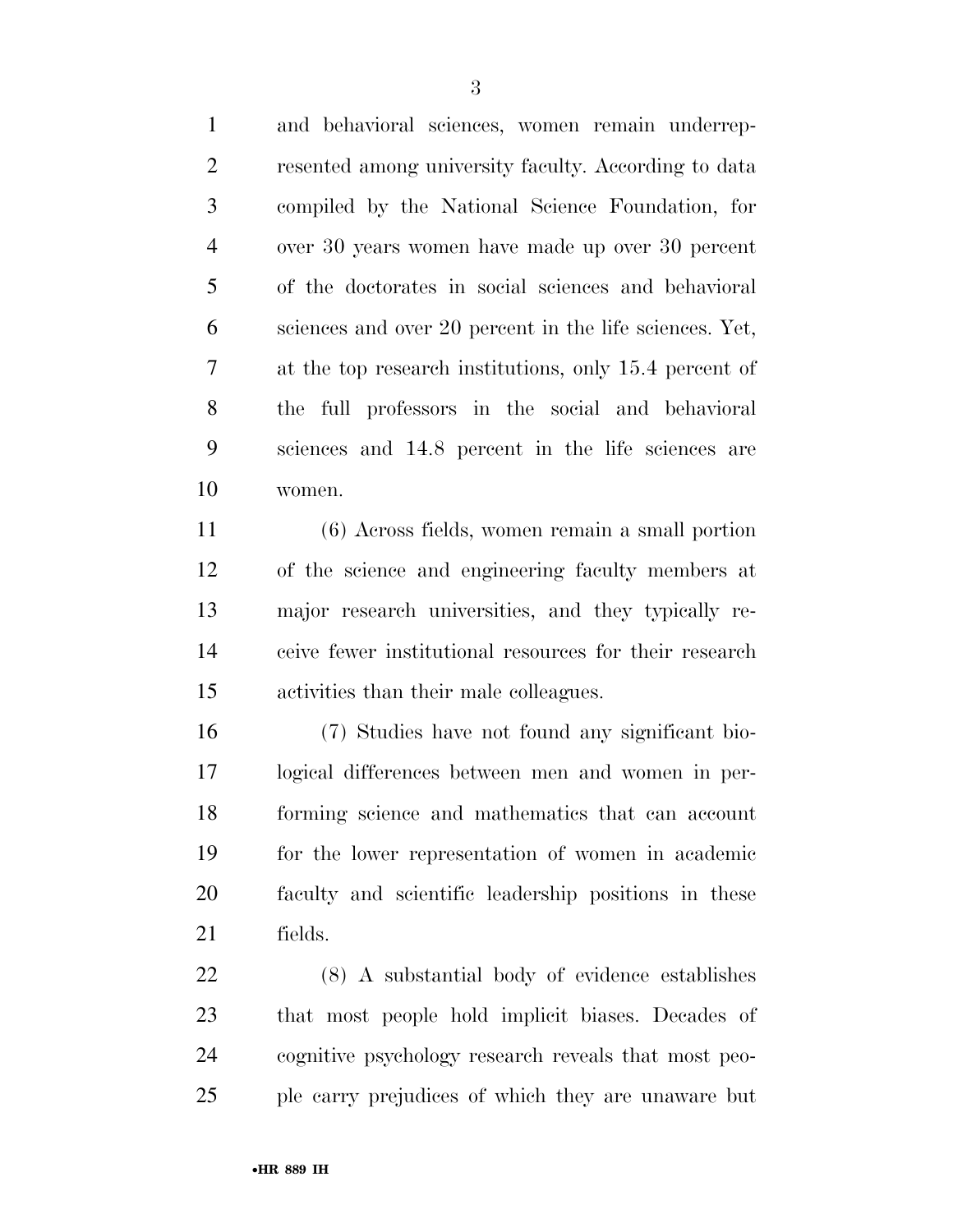and behavioral sciences, women remain underrepresented among university faculty. According to data compiled by the National Science Foundation, for over 30 years women have made up over 30 percent of the doctorates in social sciences and behavioral sciences and over 20 percent in the life sciences. Yet, at the top research institutions, only 15.4 percent of the full professors in the social and behavioral sciences and 14.8 percent in the life sciences are women.

(6) Across fields, women remain a small portion of the science and engineering faculty members at major research universities, and they typically receive fewer institutional resources for their research activities than their male colleagues.

(7) Studies have not found any significant biological differences between men and women in performing science and mathematics that can account for the lower representation of women in academic faculty and scientific leadership positions in these fields.

(8) A substantial body of evidence establishes that most people hold implicit biases. Decades of cognitive psychology research reveals that most people carry prejudices of which they are unaware but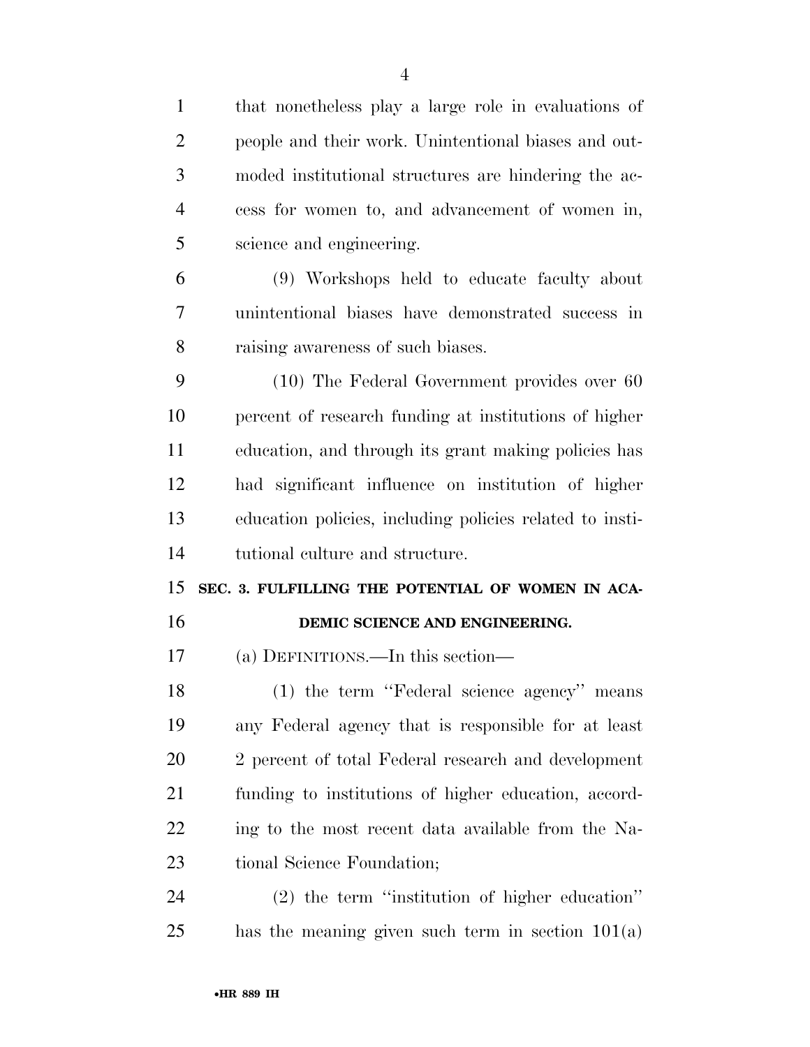that nonetheless play a large role in evaluations of people and their work. Unintentional biases and outmoded institutional structures are hindering the access for women to, and advancement of women in, science and engineering.

(9) Workshops held to educate faculty about unintentional biases have demonstrated success in raising awareness of such biases.

(10) The Federal Government provides over 60 percent of research funding at institutions of higher education, and through its grant making policies has had significant influence on institution of higher education policies, including policies related to institutional culture and structure.

## SEC. 3. FULFILLING THE POTENTIAL OF WOMEN IN ACADEMIC SCIENCE AND ENGINEERING.

(a) DEFINITIONS.—In this section—

(1) the term ''Federal science agency'' means any Federal agency that is responsible for at least 2 percent of total Federal research and development funding to institutions of higher education, according to the most recent data available from the National Science Foundation;

(2) the term ''institution of higher education'' has the meaning given such term in section 101(a)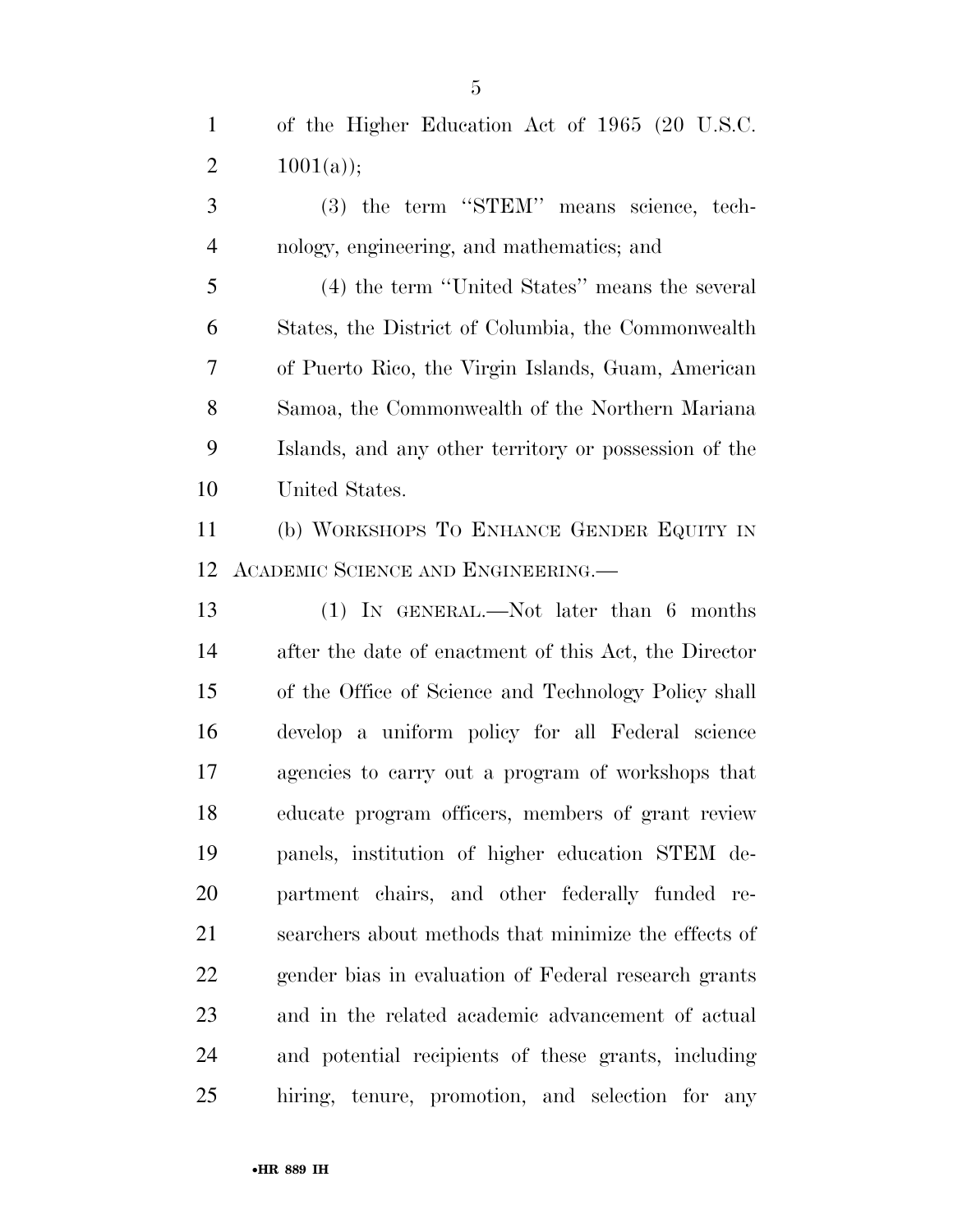of the Higher Education Act of 1965 (20 U.S.C. 1001(a));

(3) the term ''STEM'' means science, technology, engineering, and mathematics; and

(4) the term ''United States'' means the several States, the District of Columbia, the Commonwealth of Puerto Rico, the Virgin Islands, Guam, American Samoa, the Commonwealth of the Northern Mariana Islands, and any other territory or possession of the United States.

(b) WORKSHOPS TO ENHANCE GENDER EQUITY IN ACADEMIC SCIENCE AND ENGINEERING.—

(1) IN GENERAL.—Not later than 6 months after the date of enactment of this Act, the Director of the Office of Science and Technology Policy shall develop a uniform policy for all Federal science agencies to carry out a program of workshops that educate program officers, members of grant review panels, institution of higher education STEM department chairs, and other federally funded researchers about methods that minimize the effects of gender bias in evaluation of Federal research grants and in the related academic advancement of actual and potential recipients of these grants, including hiring, tenure, promotion, and selection for any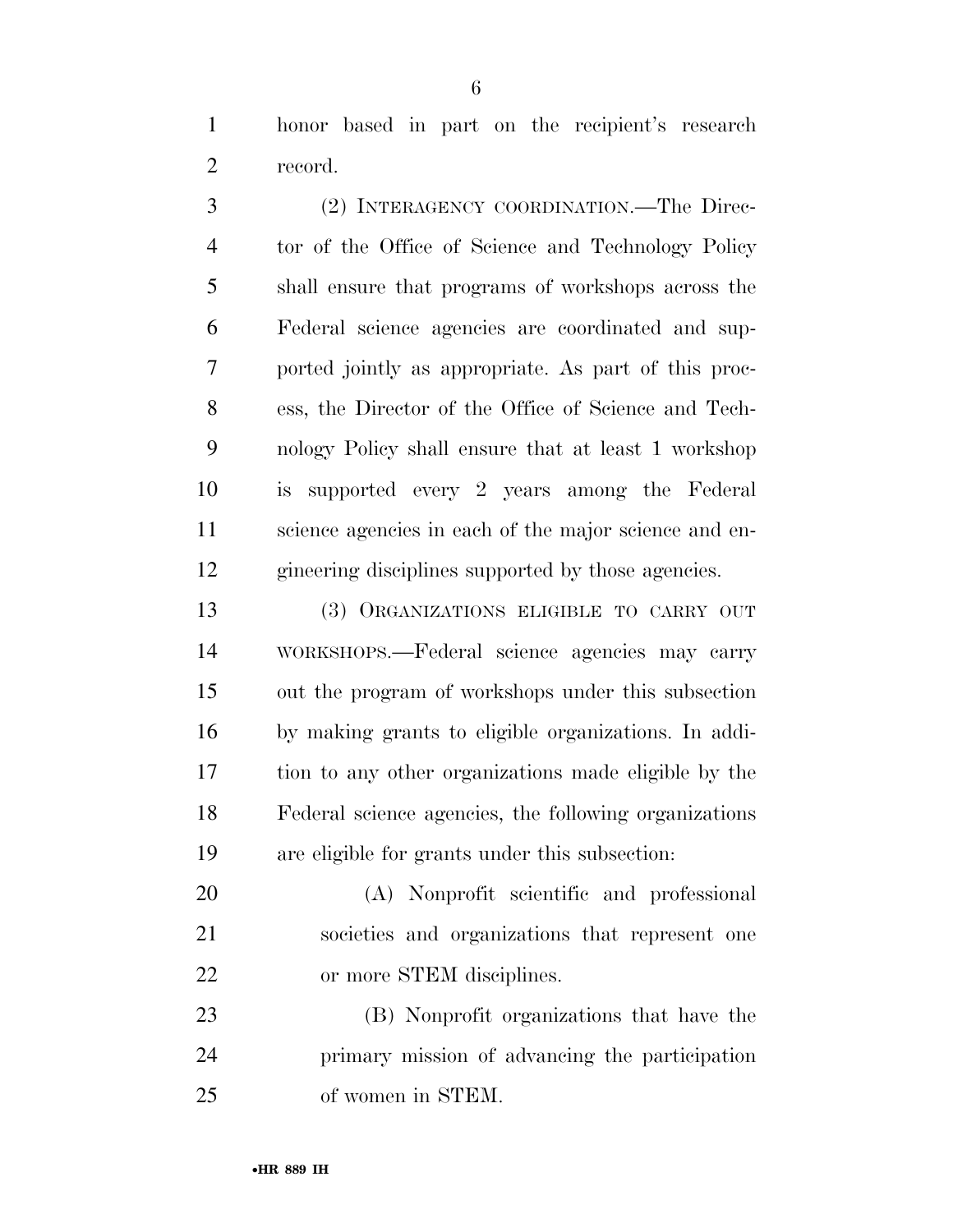honor based in part on the recipient's research record.

(2) INTERAGENCY COORDINATION.—The Director of the Office of Science and Technology Policy shall ensure that programs of workshops across the Federal science agencies are coordinated and supported jointly as appropriate. As part of this process, the Director of the Office of Science and Technology Policy shall ensure that at least 1 workshop is supported every 2 years among the Federal science agencies in each of the major science and engineering disciplines supported by those agencies.

(3) ORGANIZATIONS ELIGIBLE TO CARRY OUT WORKSHOPS.—Federal science agencies may carry out the program of workshops under this subsection by making grants to eligible organizations. In addition to any other organizations made eligible by the Federal science agencies, the following organizations are eligible for grants under this subsection:

(A) Nonprofit scientific and professional societies and organizations that represent one or more STEM disciplines.

(B) Nonprofit organizations that have the primary mission of advancing the participation of women in STEM.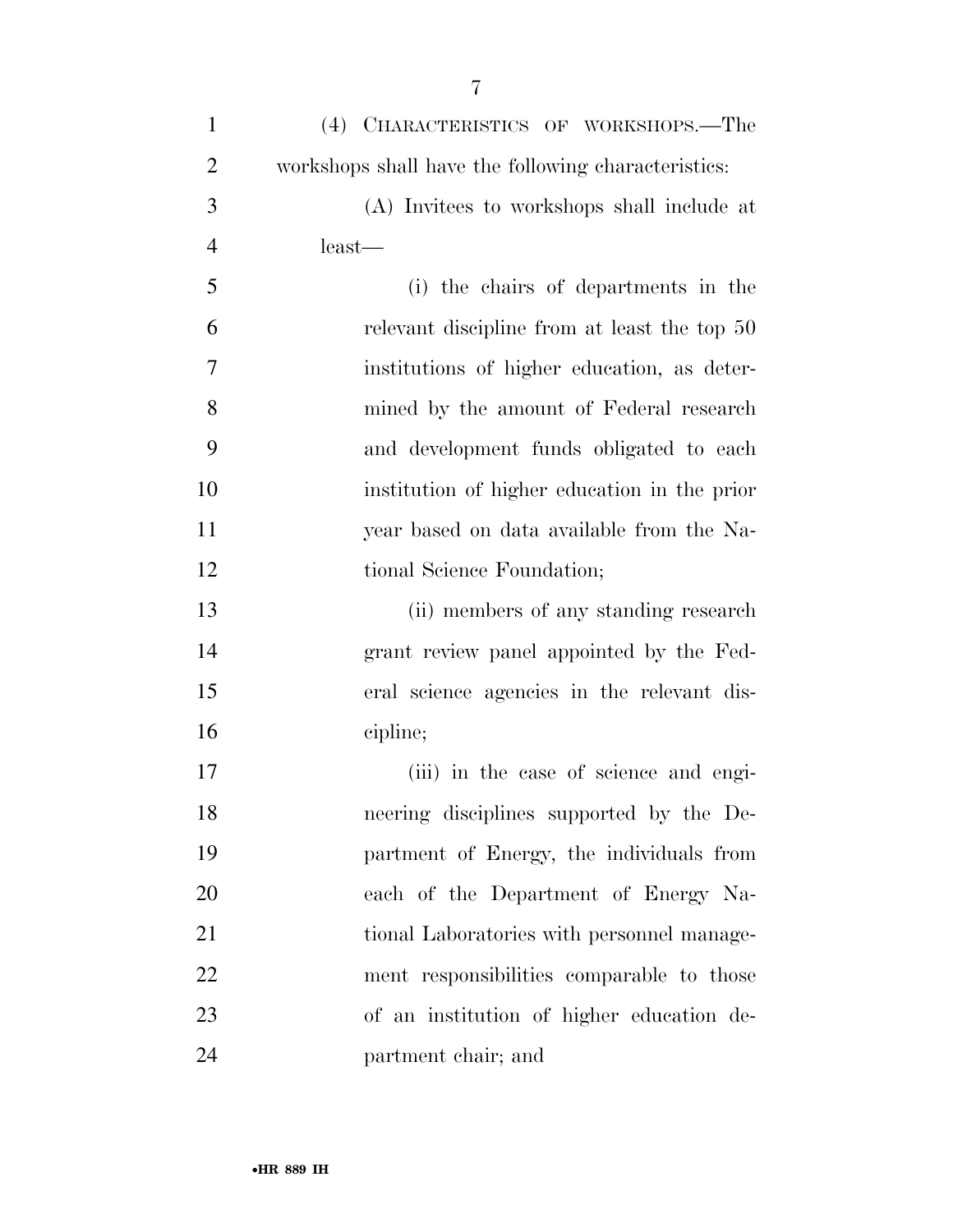(4) CHARACTERISTICS OF WORKSHOPS.—The workshops shall have the following characteristics:

(A) Invitees to workshops shall include at least—

(i) the chairs of departments in the relevant discipline from at least the top 50 institutions of higher education, as determined by the amount of Federal research and development funds obligated to each institution of higher education in the prior year based on data available from the National Science Foundation;

(ii) members of any standing research grant review panel appointed by the Federal science agencies in the relevant discipline;

(iii) in the case of science and engineering disciplines supported by the Department of Energy, the individuals from each of the Department of Energy National Laboratories with personnel management responsibilities comparable to those of an institution of higher education department chair; and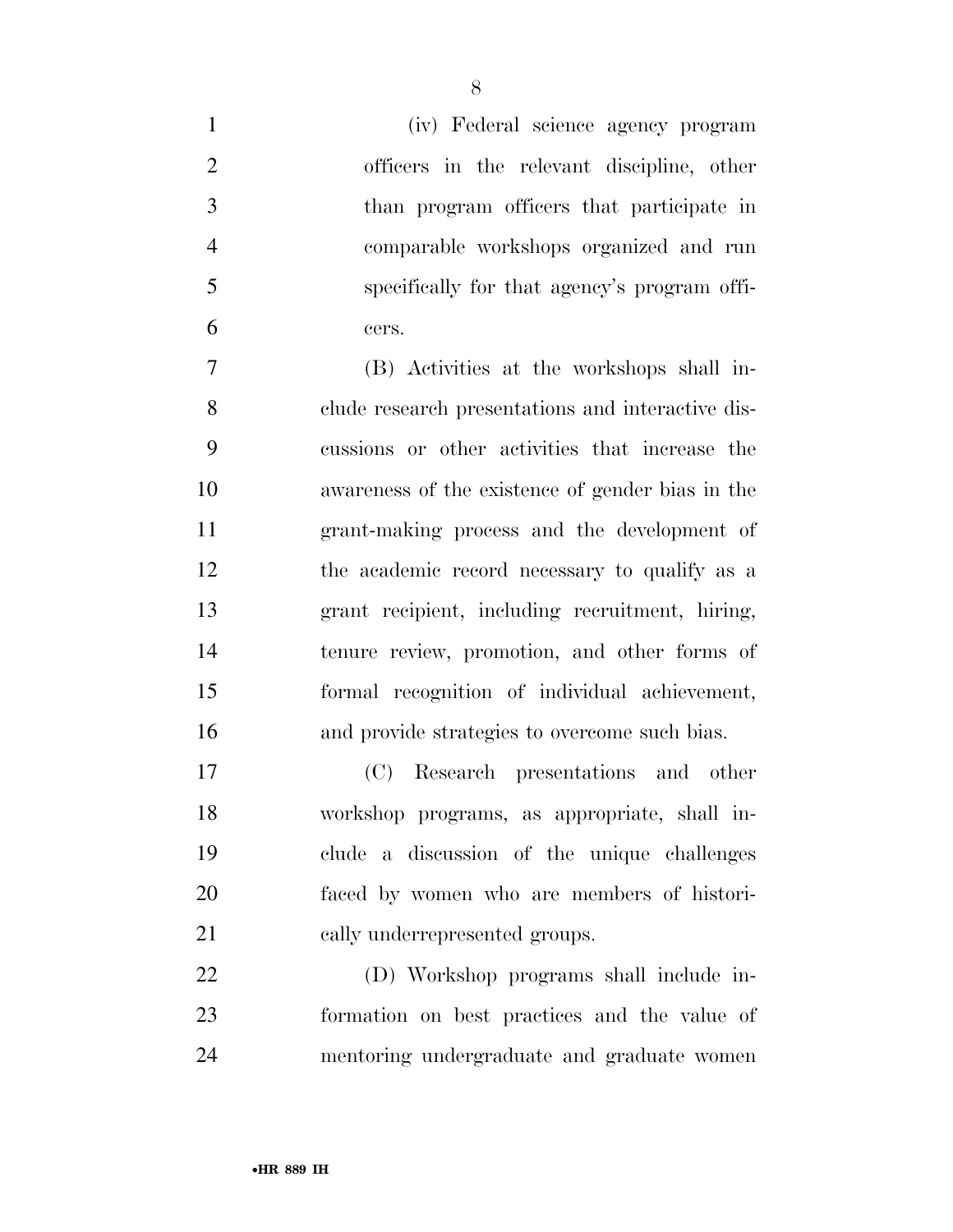(iv) Federal science agency program officers in the relevant discipline, other than program officers that participate in comparable workshops organized and run specifically for that agency's program officers.

(B) Activities at the workshops shall include research presentations and interactive discussions or other activities that increase the awareness of the existence of gender bias in the grant-making process and the development of the academic record necessary to qualify as a grant recipient, including recruitment, hiring, tenure review, promotion, and other forms of formal recognition of individual achievement, and provide strategies to overcome such bias.

(C) Research presentations and other workshop programs, as appropriate, shall include a discussion of the unique challenges faced by women who are members of historically underrepresented groups.

(D) Workshop programs shall include information on best practices and the value of mentoring undergraduate and graduate women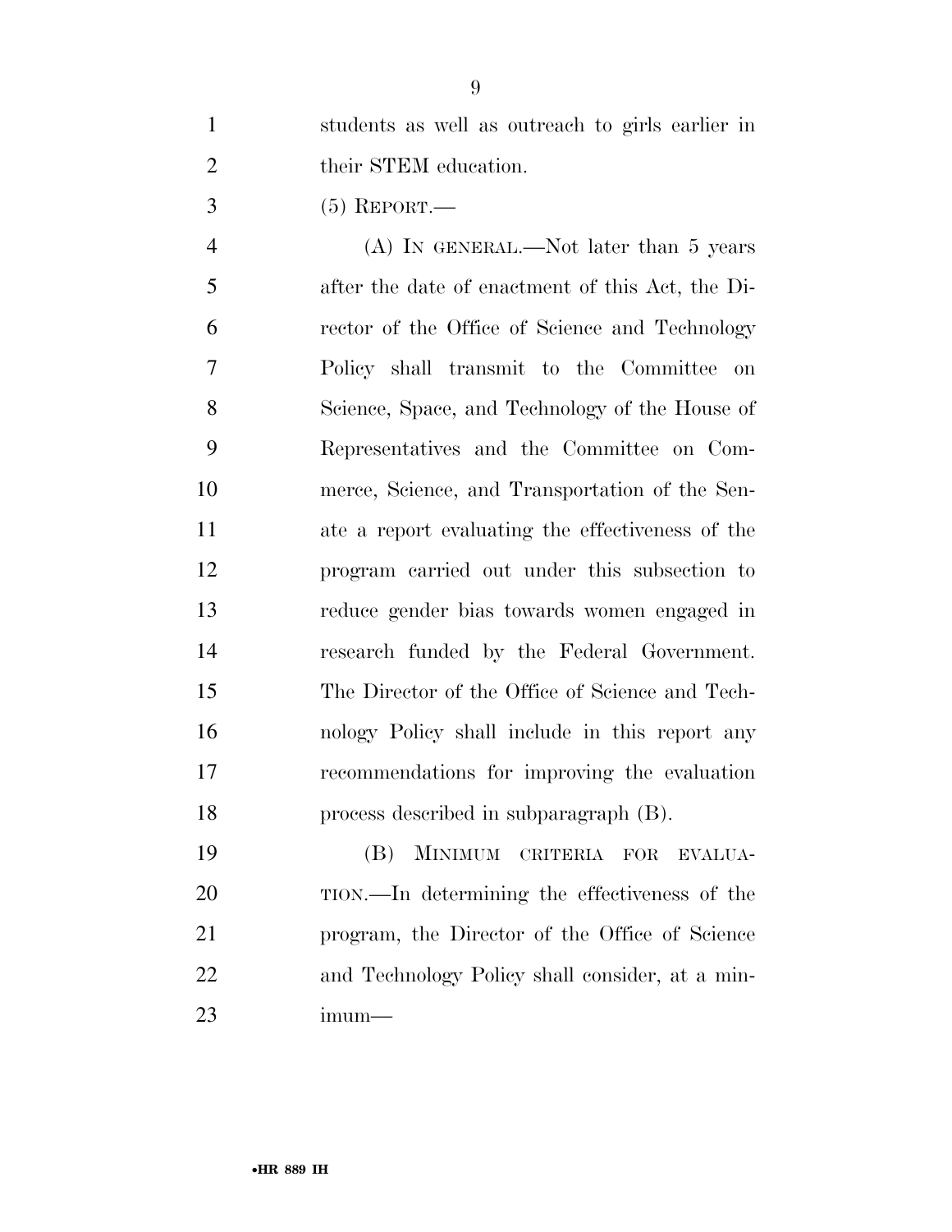students as well as outreach to girls earlier in their STEM education.

(5) REPORT.—

(A) IN GENERAL.—Not later than 5 years after the date of enactment of this Act, the Director of the Office of Science and Technology Policy shall transmit to the Committee on Science, Space, and Technology of the House of Representatives and the Committee on Commerce, Science, and Transportation of the Senate a report evaluating the effectiveness of the program carried out under this subsection to reduce gender bias towards women engaged in research funded by the Federal Government. The Director of the Office of Science and Technology Policy shall include in this report any recommendations for improving the evaluation process described in subparagraph (B).

(B) MINIMUM CRITERIA FOR EVALUATION.—In determining the effectiveness of the program, the Director of the Office of Science and Technology Policy shall consider, at a minimum—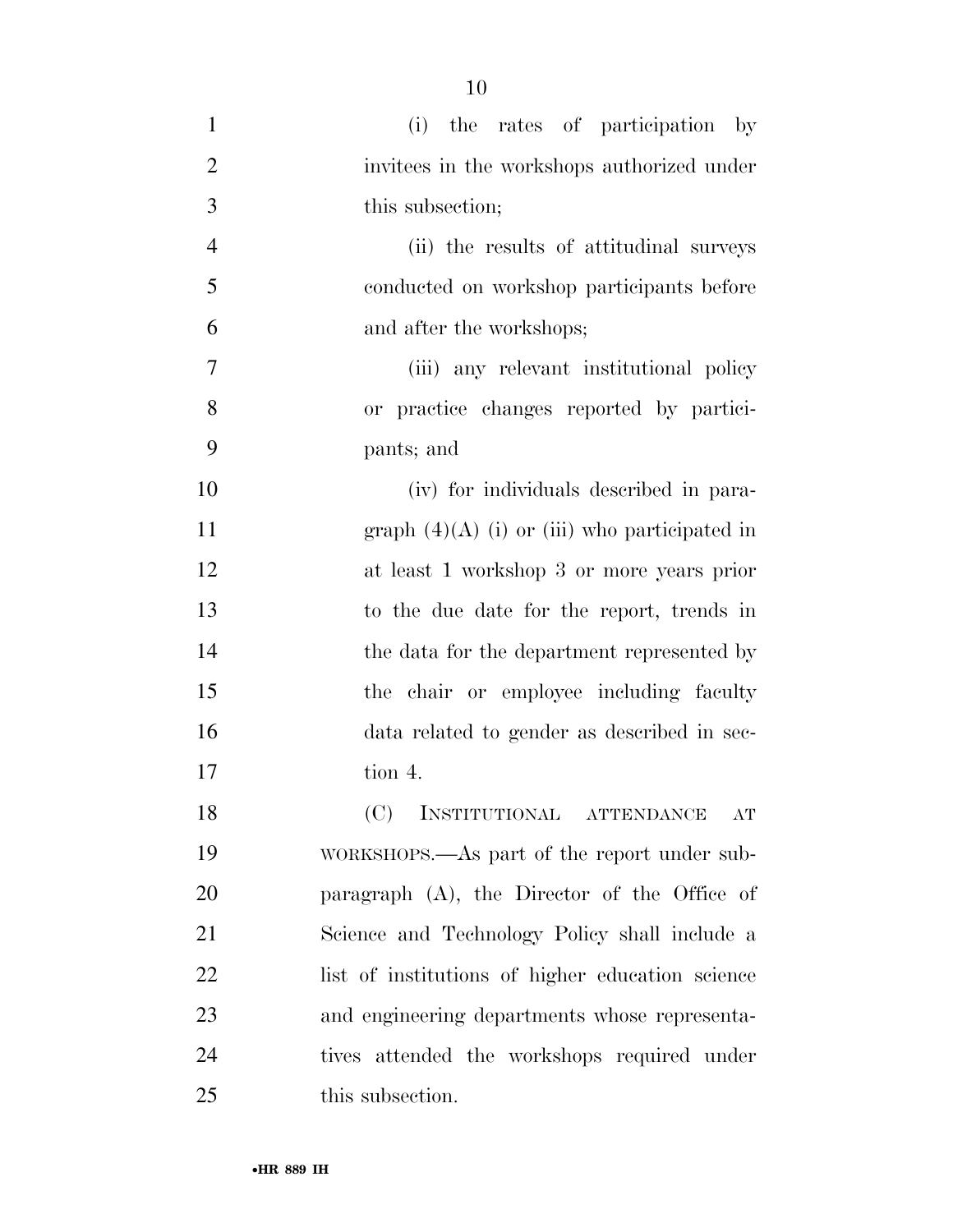(i) the rates of participation by invitees in the workshops authorized under this subsection;

(ii) the results of attitudinal surveys conducted on workshop participants before and after the workshops;

(iii) any relevant institutional policy or practice changes reported by participants; and

(iv) for individuals described in paragraph (4)(A) (i) or (iii) who participated in at least 1 workshop 3 or more years prior to the due date for the report, trends in the data for the department represented by the chair or employee including faculty data related to gender as described in section 4.

(C) INSTITUTIONAL ATTENDANCE AT WORKSHOPS.—As part of the report under subparagraph (A), the Director of the Office of Science and Technology Policy shall include a list of institutions of higher education science and engineering departments whose representatives attended the workshops required under this subsection.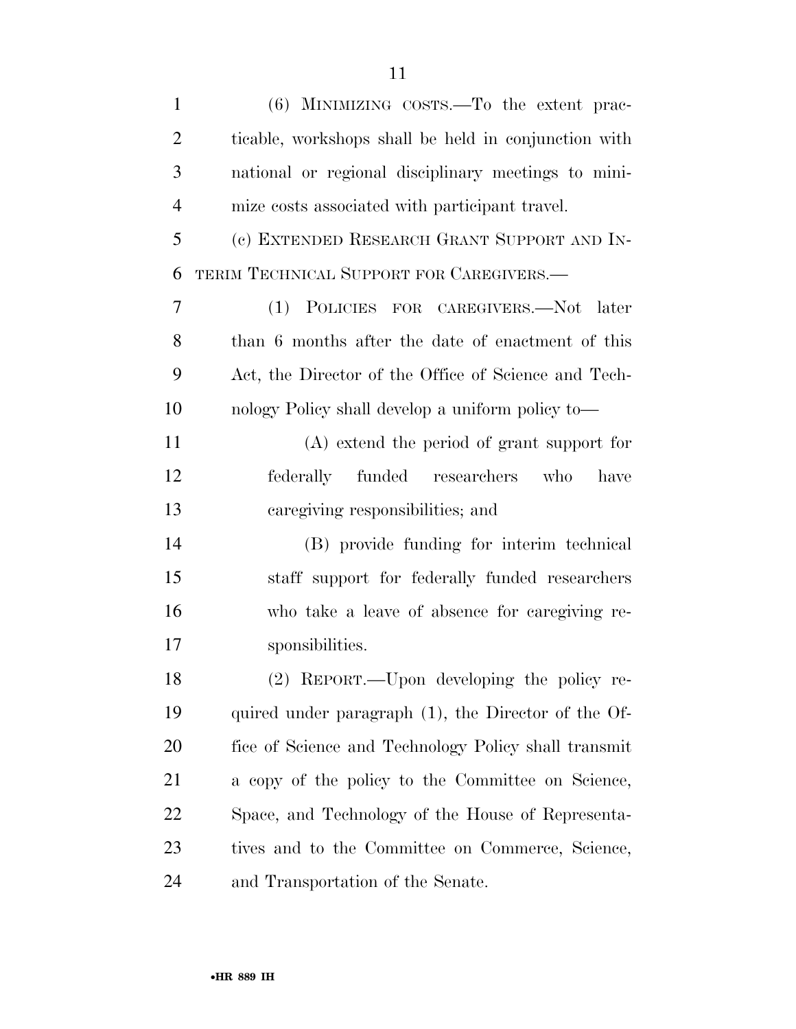(6) MINIMIZING COSTS.—To the extent practicable, workshops shall be held in conjunction with national or regional disciplinary meetings to minimize costs associated with participant travel.

(c) EXTENDED RESEARCH GRANT SUPPORT AND INTERIM TECHNICAL SUPPORT FOR CAREGIVERS.—

(1) POLICIES FOR CAREGIVERS.—Not later than 6 months after the date of enactment of this Act, the Director of the Office of Science and Technology Policy shall develop a uniform policy to—

(A) extend the period of grant support for federally funded researchers who have caregiving responsibilities; and

(B) provide funding for interim technical staff support for federally funded researchers who take a leave of absence for caregiving responsibilities.

(2) REPORT.—Upon developing the policy required under paragraph (1), the Director of the Office of Science and Technology Policy shall transmit a copy of the policy to the Committee on Science, Space, and Technology of the House of Representatives and to the Committee on Commerce, Science, and Transportation of the Senate.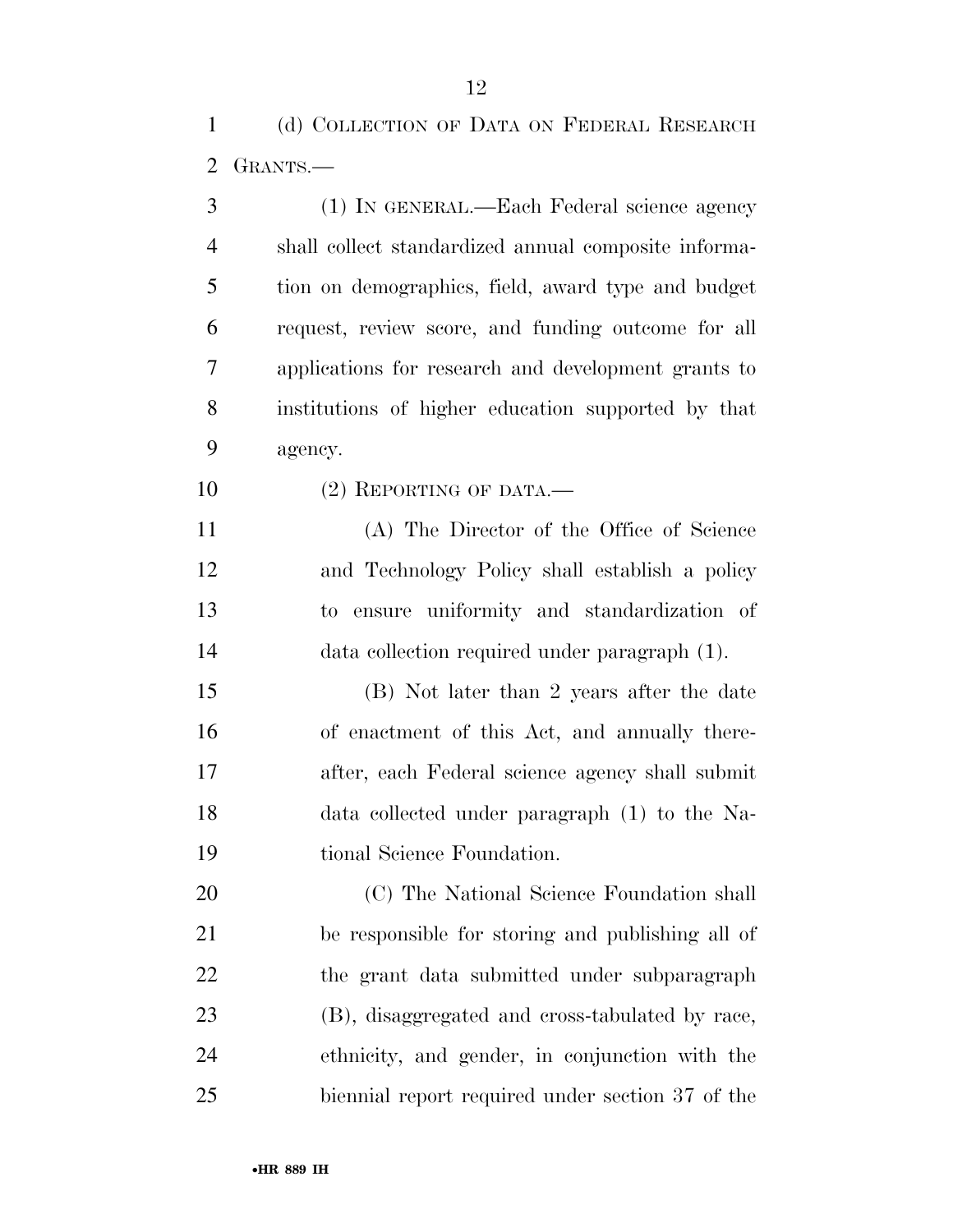(d) COLLECTION OF DATA ON FEDERAL RESEARCH GRANTS.—

(1) IN GENERAL.—Each Federal science agency shall collect standardized annual composite information on demographics, field, award type and budget request, review score, and funding outcome for all applications for research and development grants to institutions of higher education supported by that agency.

(2) REPORTING OF DATA.—

(A) The Director of the Office of Science and Technology Policy shall establish a policy to ensure uniformity and standardization of data collection required under paragraph (1).

(B) Not later than 2 years after the date of enactment of this Act, and annually thereafter, each Federal science agency shall submit data collected under paragraph (1) to the National Science Foundation.

(C) The National Science Foundation shall be responsible for storing and publishing all of the grant data submitted under subparagraph (B), disaggregated and cross-tabulated by race, ethnicity, and gender, in conjunction with the biennial report required under section 37 of the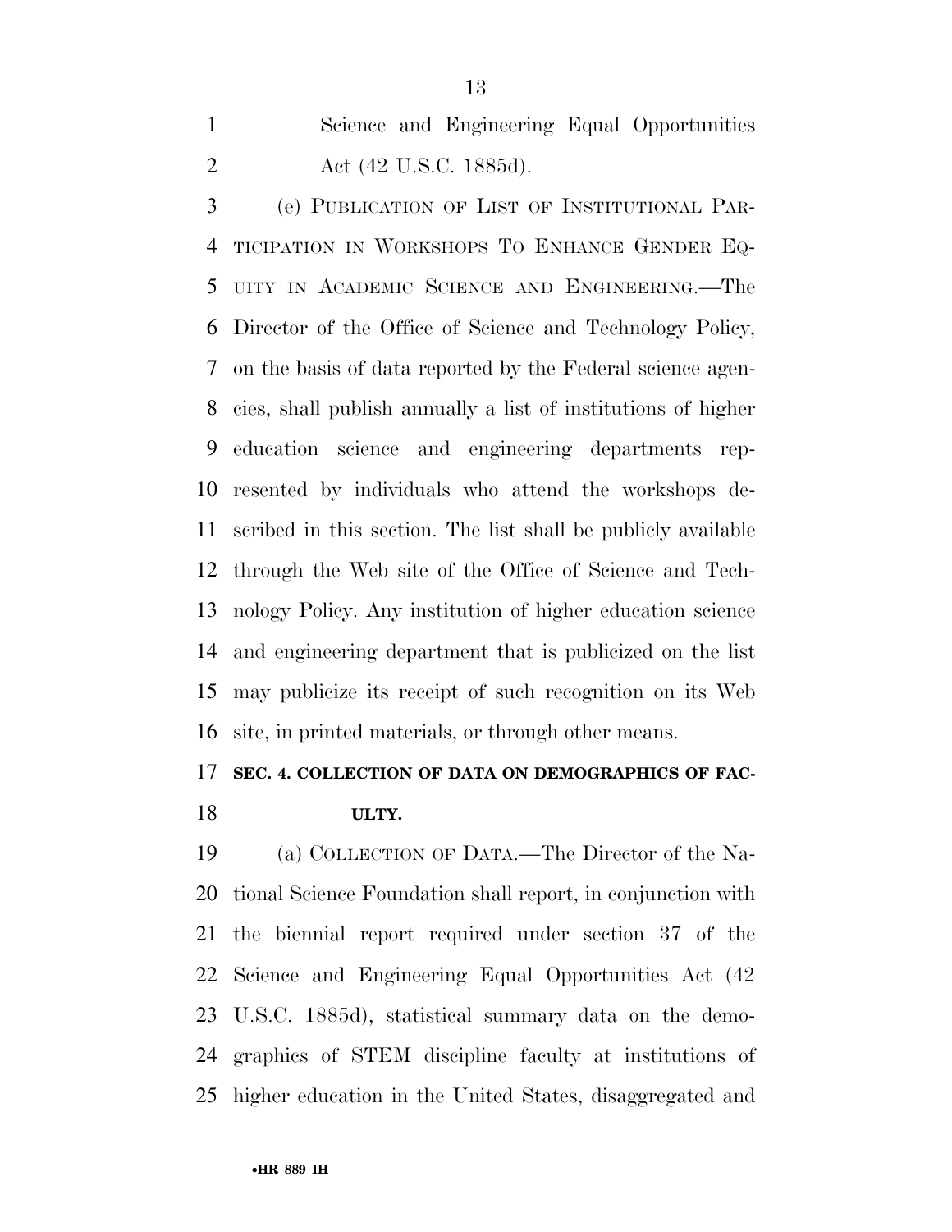Science and Engineering Equal Opportunities Act (42 U.S.C. 1885d).

(e) PUBLICATION OF LIST OF INSTITUTIONAL PARTICIPATION IN WORKSHOPS TO ENHANCE GENDER EQUITY IN ACADEMIC SCIENCE AND ENGINEERING.—The Director of the Office of Science and Technology Policy, on the basis of data reported by the Federal science agencies, shall publish annually a list of institutions of higher education science and engineering departments represented by individuals who attend the workshops described in this section. The list shall be publicly available through the Web site of the Office of Science and Technology Policy. Any institution of higher education science and engineering department that is publicized on the list may publicize its receipt of such recognition on its Web site, in printed materials, or through other means.

## SEC. 4. COLLECTION OF DATA ON DEMOGRAPHICS OF FACULTY.

(a) COLLECTION OF DATA.—The Director of the National Science Foundation shall report, in conjunction with the biennial report required under section 37 of the Science and Engineering Equal Opportunities Act (42 U.S.C. 1885d), statistical summary data on the demographics of STEM discipline faculty at institutions of higher education in the United States, disaggregated and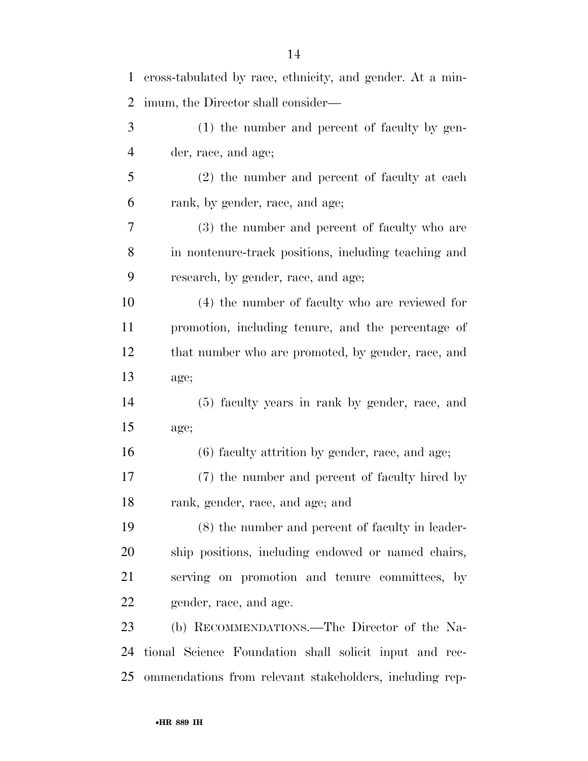cross-tabulated by race, ethnicity, and gender. At a minimum, the Director shall consider—

(1) the number and percent of faculty by gender, race, and age;

(2) the number and percent of faculty at each rank, by gender, race, and age;

(3) the number and percent of faculty who are in nontenure-track positions, including teaching and research, by gender, race, and age;

(4) the number of faculty who are reviewed for promotion, including tenure, and the percentage of that number who are promoted, by gender, race, and age;

(5) faculty years in rank by gender, race, and age;

(6) faculty attrition by gender, race, and age;

(7) the number and percent of faculty hired by rank, gender, race, and age; and

(8) the number and percent of faculty in leadership positions, including endowed or named chairs, serving on promotion and tenure committees, by gender, race, and age.

(b) RECOMMENDATIONS.—The Director of the National Science Foundation shall solicit input and recommendations from relevant stakeholders, including rep-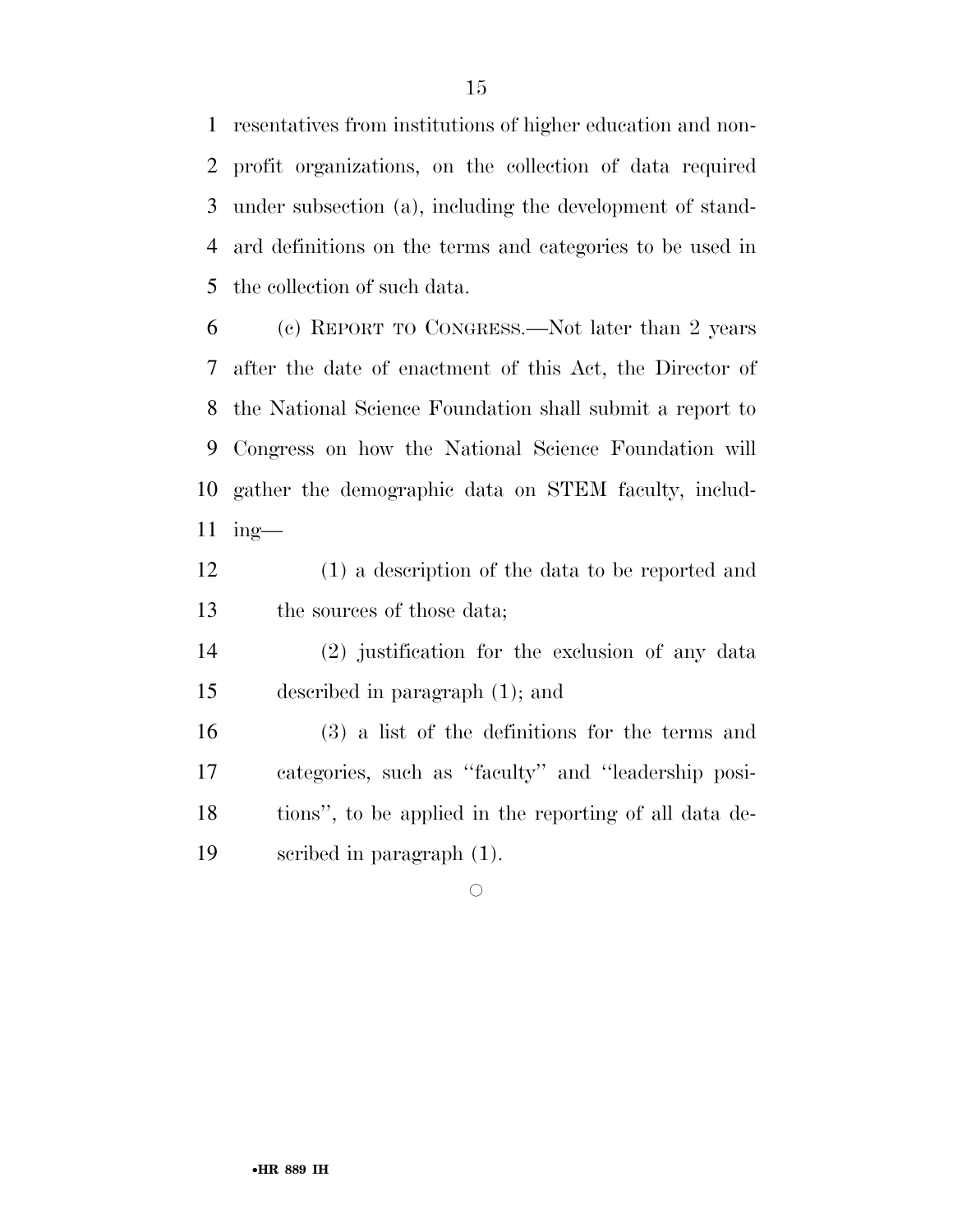resentatives from institutions of higher education and non-profit organizations, on the collection of data required under subsection (a), including the development of standard definitions on the terms and categories to be used in the collection of such data.

(c) REPORT TO CONGRESS.—Not later than 2 years after the date of enactment of this Act, the Director of the National Science Foundation shall submit a report to Congress on how the National Science Foundation will gather the demographic data on STEM faculty, including—

(1) a description of the data to be reported and the sources of those data;

(2) justification for the exclusion of any data described in paragraph (1); and

(3) a list of the definitions for the terms and categories, such as ''faculty'' and ''leadership positions'', to be applied in the reporting of all data described in paragraph (1).

○